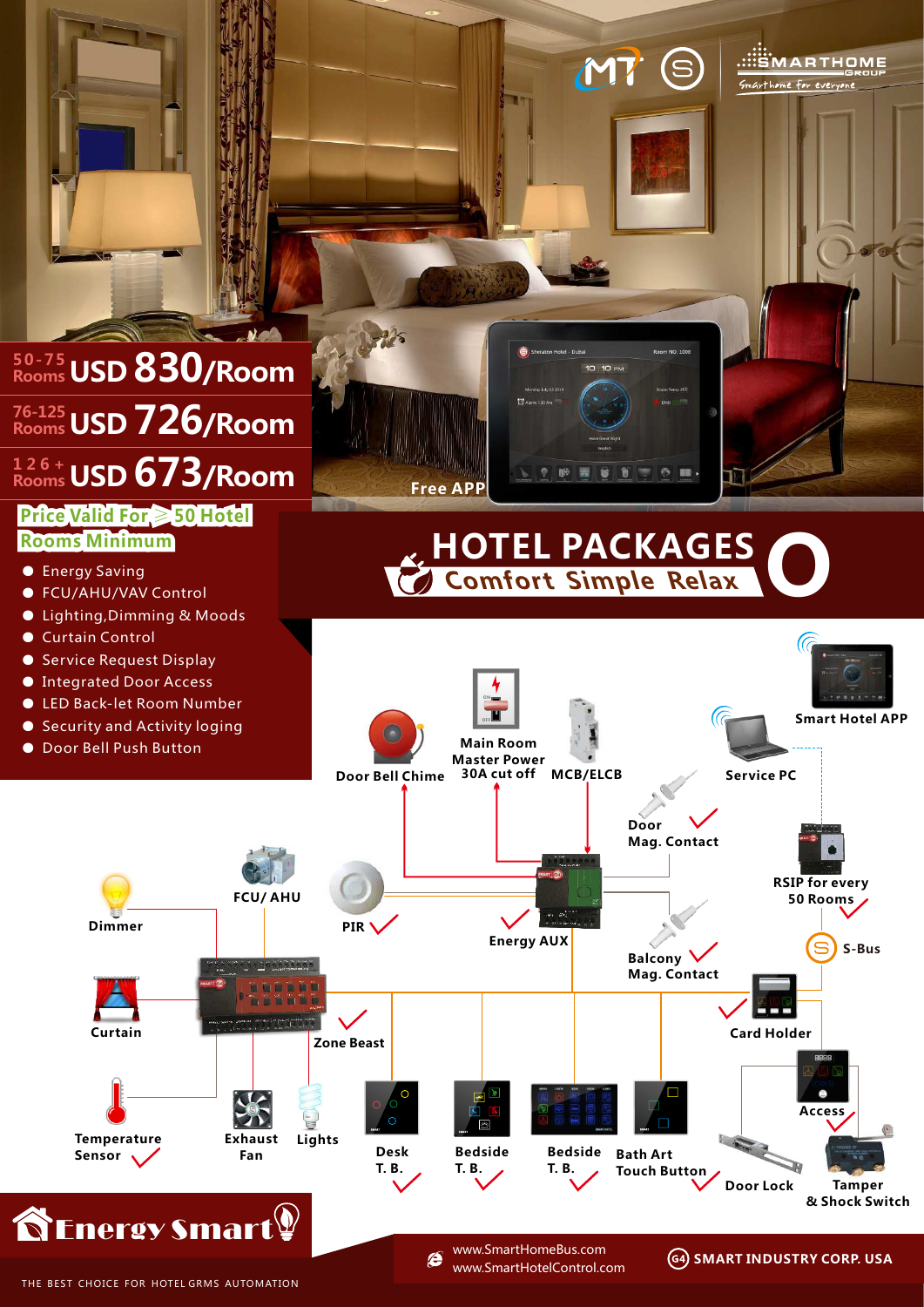MT | SMARTHOME GROUP — Smarthome for everyone

| Rooms | Price |
|---|---|
| 50-75 Rooms | USD 830/Room |
| 76-125 Rooms | USD 726/Room |
| 126 + Rooms | USD 673/Room |

**Price Valid For ≥ 50 Hotel Rooms Minimum**

- Energy Saving
- FCU/AHU/VAV Control
- Lighting,Dimming & Moods
- Curtain Control
- Service Request Display
- Integrated Door Access
- LED Back-let Room Number
- Security and Activity loging
- Door Bell Push Button

Free APP

# HOTEL PACKAGES

## Comfort Simple Relax

Door Bell Chime

Main Room Master Power 30A cut off

MCB/ELCB

Smart Hotel APP

Service PC

Door Mag. Contact

RSIP for every 50 Rooms

S-Bus

Dimmer

FCU/ AHU

PIR

Energy AUX

Balcony Mag. Contact

Card Holder

Curtain

Zone Beast

Access

Temperature Sensor

Exhaust Fan

Lights

Desk T. B.

Bedside T. B.

Bedside T. B.

Bath Art Touch Button

Door Lock

Tamper & Shock Switch

**Energy Smart**

THE BEST CHOICE FOR HOTEL GRMS AUTOMATION

www.SmartHomeBus.com
www.SmartHotelControl.com

G4 SMART INDUSTRY CORP. USA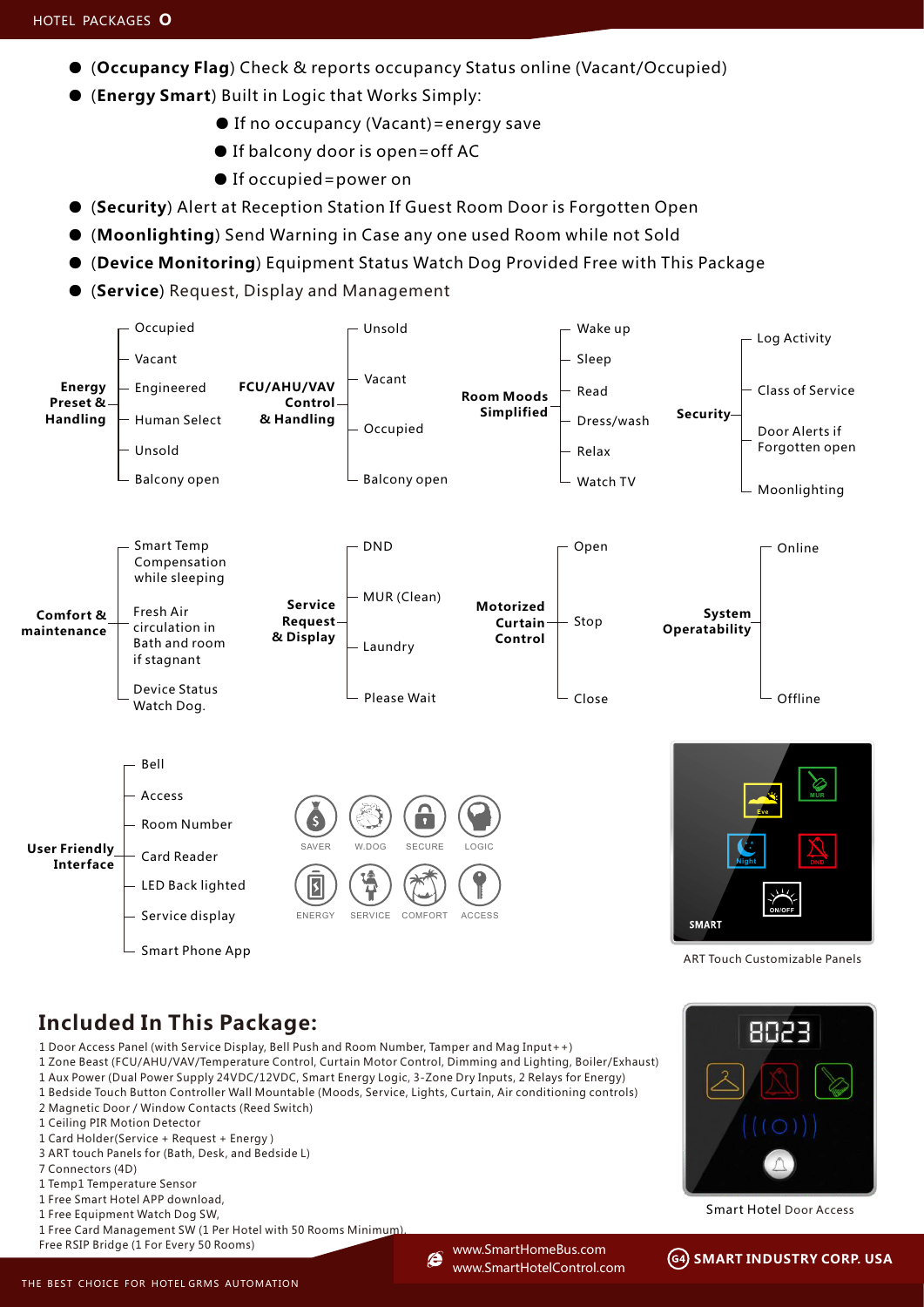- (**Occupancy Flag**) Check & reports occupancy Status online (Vacant/Occupied)
- (**Energy Smart**) Built in Logic that Works Simply:
  - If no occupancy (Vacant)=energy save
  - If balcony door is open=off AC
  - If occupied=power on
- (**Security**) Alert at Reception Station If Guest Room Door is Forgotten Open
- (**Moonlighting**) Send Warning in Case any one used Room while not Sold
- (**Device Monitoring**) Equipment Status Watch Dog Provided Free with This Package
- (**Service**) Request, Display and Management

**Energy Preset & Handling**
- Occupied
- Vacant
- Engineered
- Human Select
- Unsold
- Balcony open

**FCU/AHU/VAV Control & Handling**
- Unsold
- Vacant
- Occupied
- Balcony open

**Room Moods Simplified**
- Wake up
- Sleep
- Read
- Dress/wash
- Relax
- Watch TV

**Security**
- Log Activity
- Class of Service
- Door Alerts if Forgotten open
- Moonlighting

**Comfort & maintenance**
- Smart Temp Compensation while sleeping
- Fresh Air circulation in Bath and room if stagnant
- Device Status Watch Dog.

**Service Request & Display**
- DND
- MUR (Clean)
- Laundry
- Please Wait

**Motorized Curtain Control**
- Open
- Stop
- Close

**System Operatability**
- Online
- Offline

**User Friendly Interface**
- Bell
- Access
- Room Number
- Card Reader
- LED Back lighted
- Service display
- Smart Phone App

SAVER W.DOG SECURE LOGIC
ENERGY SERVICE COMFORT ACCESS

Eve MUR Night DND ON/OFF SMART

ART Touch Customizable Panels

## Included In This Package:

1 Door Access Panel (with Service Display, Bell Push and Room Number, Tamper and Mag Input++)
1 Zone Beast (FCU/AHU/VAV/Temperature Control, Curtain Motor Control, Dimming and Lighting, Boiler/Exhaust)
1 Aux Power (Dual Power Supply 24VDC/12VDC, Smart Energy Logic, 3-Zone Dry Inputs, 2 Relays for Energy)
1 Bedside Touch Button Controller Wall Mountable (Moods, Service, Lights, Curtain, Air conditioning controls)
2 Magnetic Door / Window Contacts (Reed Switch)
1 Ceiling PIR Motion Detector
1 Card Holder(Service + Request + Energy )
3 ART touch Panels for (Bath, Desk, and Bedside L)
7 Connectors (4D)
1 Temp1 Temperature Sensor
1 Free Smart Hotel APP download,
1 Free Equipment Watch Dog SW,
1 Free Card Management SW (1 Per Hotel with 50 Rooms Minimum),
Free RSIP Bridge (1 For Every 50 Rooms)

8023

Smart Hotel Door Access

www.SmartHomeBus.com
www.SmartHotelControl.com

SMART INDUSTRY CORP. USA

THE BEST CHOICE FOR HOTEL GRMS AUTOMATION